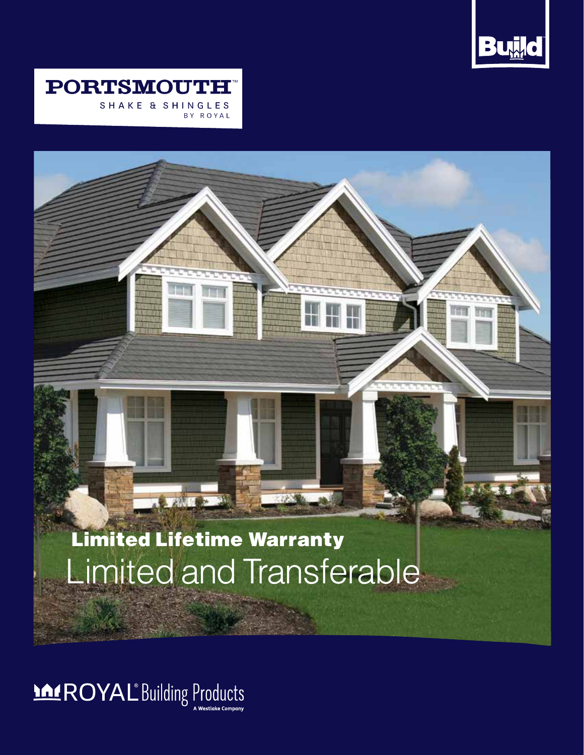Build

# PORTSMOUTH™

SHAKE & SHINGLES

BY ROYAL

## Limited Lifetime Warranty

# Limited and Transferable

ROYAL® Building Products

A Westlake Company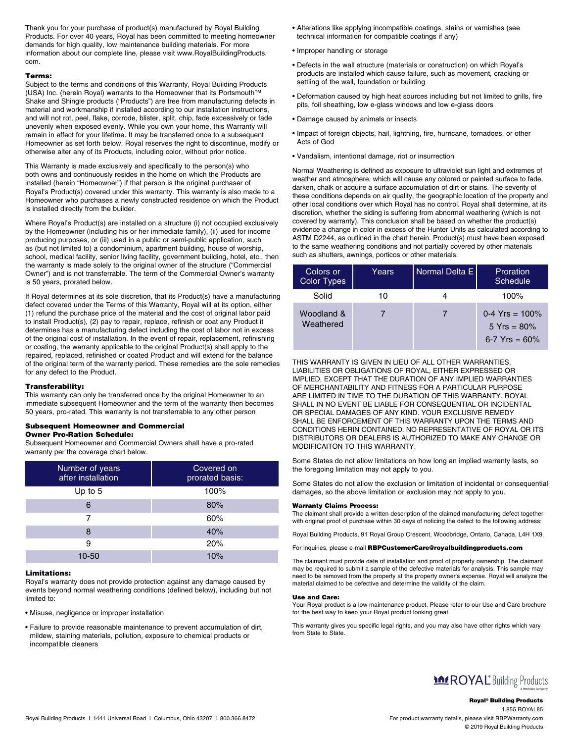Thank you for your purchase of product(s) manufactured by Royal Building Products. For over 40 years, Royal has been committed to meeting homeowner demands for high quality, low maintenance building materials. For more information about our complete line, please visit www.RoyalBuildingProducts.com.

**Terms:**

Subject to the terms and conditions of this Warranty, Royal Building Products (USA) Inc. (herein Royal) warrants to the Homeowner that its Portsmouth™ Shake and Shingle products ("Products") are free from manufacturing defects in material and workmanship if installed according to our installation instructions, and will not rot, peel, flake, corrode, blister, split, chip, fade excessively or fade unevenly when exposed evenly. While you own your home, this Warranty will remain in effect for your lifetime. It may be transferred once to a subsequent Homeowner as set forth below. Royal reserves the right to discontinue, modify or otherwise alter any of its Products, including color, without prior notice.

This Warranty is made exclusively and specifically to the person(s) who both owns and continuously resides in the home on which the Products are installed (herein "Homeowner") if that person is the original purchaser of Royal's Product(s) covered under this warranty. This warranty is also made to a Homeowner who purchases a newly constructed residence on which the Product is installed directly from the builder.

Where Royal's Product(s) are installed on a structure (i) not occupied exclusively by the Homeowner (including his or her immediate family), (ii) used for income producing purposes, or (iii) used in a public or semi-public application, such as (but not limited to) a condominium, apartment building, house of worship, school, medical facility, senior living facility, government building, hotel, etc., then the warranty is made solely to the original owner of the structure ("Commercial Owner") and is not transferrable. The term of the Commercial Owner's warranty is 50 years, prorated below.

If Royal determines at its sole discretion, that its Product(s) have a manufacturing defect covered under the Terms of this Warranty, Royal will at its option, either (1) refund the purchase price of the material and the cost of original labor paid to install Product(s), (2) pay to repair, replace, refinish or coat any Product it determines has a manufacturing defect including the cost of labor not in excess of the original cost of installation. In the event of repair, replacement, refinishing or coating, the warranty applicable to the original Product(s) shall apply to the repaired, replaced, refinished or coated Product and will extend for the balance of the original term of the warranty period. These remedies are the sole remedies for any defect to the Product.

**Transferability:**

This warranty can only be transferred once by the original Homeowner to an immediate subsequent Homeowner and the term of the warranty then becomes 50 years, pro-rated. This warranty is not transferrable to any other person

**Subsequent Homeowner and Commercial Owner Pro-Ration Schedule:**

Subsequent Homeowner and Commercial Owners shall have a pro-rated warranty per the coverage chart below.

| Number of years after installation | Covered on prorated basis: |
|---|---|
| Up to 5 | 100% |
| 6 | 80% |
| 7 | 60% |
| 8 | 40% |
| 9 | 20% |
| 10-50 | 10% |

**Limitations:**

Royal's warranty does not provide protection against any damage caused by events beyond normal weathering conditions (defined below), including but not limited to:

- Misuse, negligence or improper installation
- Failure to provide reasonable maintenance to prevent accumulation of dirt, mildew, staining materials, pollution, exposure to chemical products or incompatible cleaners
- Alterations like applying incompatible coatings, stains or varnishes (see technical information for compatible coatings if any)
- Improper handling or storage
- Defects in the wall structure (materials or construction) on which Royal's products are installed which cause failure, such as movement, cracking or settling of the wall, foundation or building
- Deformation caused by high heat sources including but not limited to grills, fire pits, foil sheathing, low e-glass windows and low e-glass doors
- Damage caused by animals or insects
- Impact of foreign objects, hail, lightning, fire, hurricane, tornadoes, or other Acts of God
- Vandalism, intentional damage, riot or insurrection

Normal Weathering is defined as exposure to ultraviolet sun light and extremes of weather and atmosphere, which will cause any colored or painted surface to fade, darken, chalk or acquire a surface accumulation of dirt or stains. The severity of these conditions depends on air quality, the geographic location of the property and other local conditions over which Royal has no control. Royal shall determine, at its discretion, whether the siding is suffering from abnormal weathering (which is not covered by warranty). This conclusion shall be based on whether the product(s) evidence a change in color in excess of the Hunter Units as calculated according to ASTM D2244, as outlined in the chart herein. Product(s) must have been exposed to the same weathering conditions and not partially covered by other materials such as shutters, awnings, porticos or other materials.

| Colors or Color Types | Years | Normal Delta E | Proration Schedule |
|---|---|---|---|
| Solid | 10 | 4 | 100% |
| Woodland & Weathered | 7 | 7 | 0-4 Yrs = 100%<br>5 Yrs = 80%<br>6-7 Yrs = 60% |

THIS WARRANTY IS GIVEN IN LIEU OF ALL OTHER WARRANTIES, LIABILITIES OR OBLIGATIONS OF ROYAL, EITHER EXPRESSED OR IMPLIED, EXCEPT THAT THE DURATION OF ANY IMPLIED WARRANTIES OF MERCHANTABILITY AND FITNESS FOR A PARTICULAR PURPOSE ARE LIMITED IN TIME TO THE DURATION OF THIS WARRANTY. ROYAL SHALL IN NO EVENT BE LIABLE FOR CONSEQUENTIAL OR INCIDENTAL OR SPECIAL DAMAGES OF ANY KIND. YOUR EXCLUSIVE REMEDY SHALL BE ENFORCEMENT OF THIS WARRANTY UPON THE TERMS AND CONDITIONS HERIN CONTAINED. NO REPRESENTATIVE OF ROYAL OR ITS DISTRIBUTORS OR DEALERS IS AUTHORIZED TO MAKE ANY CHANGE OR MODIFICAITON TO THIS WARRANTY.

Some States do not allow limitations on how long an implied warranty lasts, so the foregoing limitation may not apply to you.

Some States do not allow the exclusion or limitation of incidental or consequential damages, so the above limitation or exclusion may not apply to you.

**Warranty Claims Process:**

The claimant shall provide a written description of the claimed manufacturing defect together with original proof of purchase within 30 days of noticing the defect to the following address:

Royal Building Products, 91 Royal Group Crescent, Woodbridge, Ontario, Canada, L4H 1X9.

For inquiries, please e-mail **RBPCustomerCare@royalbuildingproducts.com**

The claimant must provide date of installation and proof of property ownership. The claimant may be required to submit a sample of the defective materials for analysis. This sample may need to be removed from the property at the property owner's expense. Royal will analyze the material claimed to be defective and determine the validity of the claim.

**Use and Care:**

Your Royal product is a low maintenance product. Please refer to our Use and Care brochure for the best way to keep your Royal product looking great.

This warranty gives you specific legal rights, and you may also have other rights which vary from State to State.

ROYAL® Building Products
A Westlake Company

**Royal® Building Products**
1.855.ROYAL85
For product warranty details, please visit RBPWarranty.com
© 2019 Royal Building Products

Royal Building Products | 1441 Universal Road | Columbus, Ohio 43207 | 800.366.8472